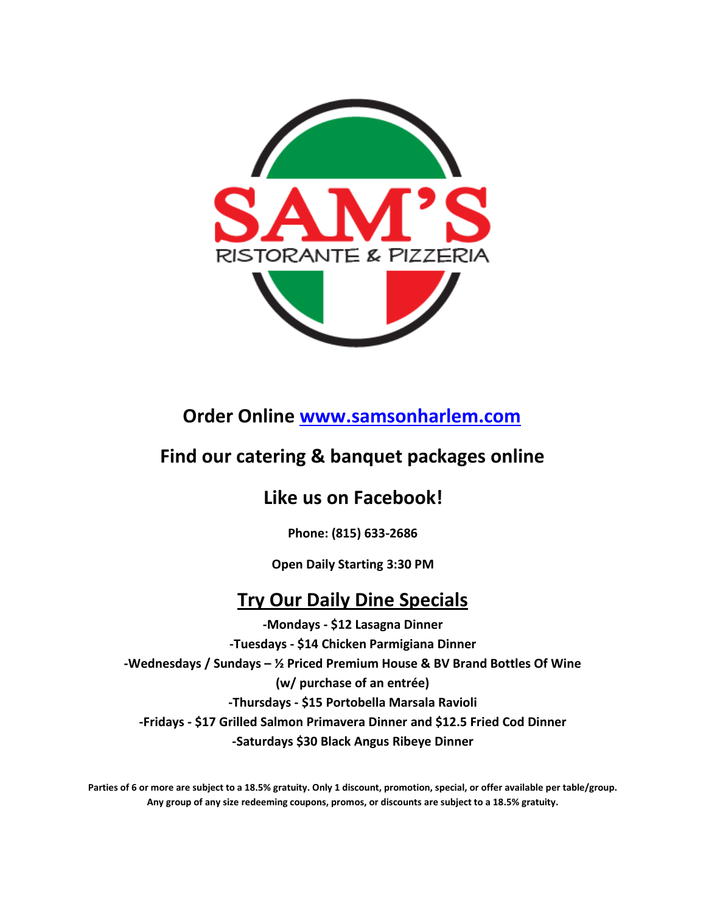# SAM'S

RISTORANTE & PIZZERIA

## Order Online [www.samsonharlem.com](http://www.samsonharlem.com)

## Find our catering & banquet packages online

## Like us on Facebook!

**Phone: (815) 633-2686**

**Open Daily Starting 3:30 PM**

## Try Our Daily Dine Specials

**-Mondays - $12 Lasagna Dinner**
**-Tuesdays - $14 Chicken Parmigiana Dinner**
**-Wednesdays / Sundays – ½ Priced Premium House & BV Brand Bottles Of Wine (w/ purchase of an entrée)**
**-Thursdays - $15 Portobella Marsala Ravioli**
**-Fridays - $17 Grilled Salmon Primavera Dinner and $12.5 Fried Cod Dinner**
**-Saturdays $30 Black Angus Ribeye Dinner**

**Parties of 6 or more are subject to a 18.5% gratuity. Only 1 discount, promotion, special, or offer available per table/group. Any group of any size redeeming coupons, promos, or discounts are subject to a 18.5% gratuity.**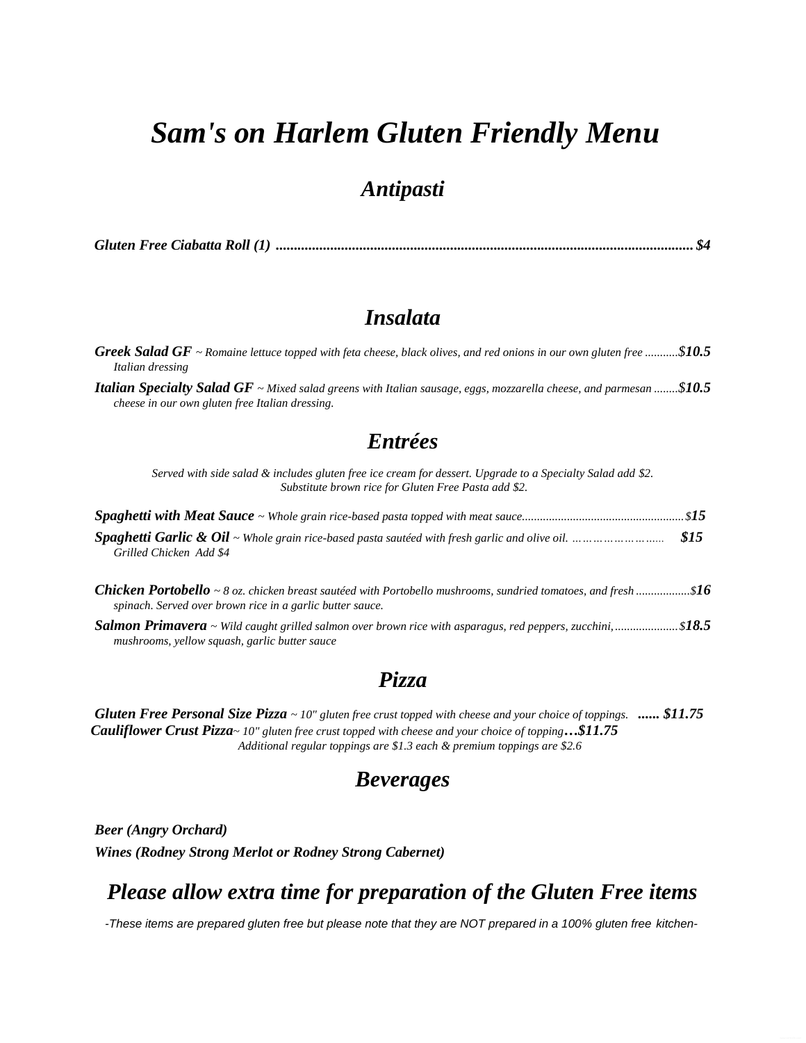# *Sam's on Harlem Gluten Friendly Menu*

## *Antipasti*

***Gluten Free Ciabatta Roll (1)* .......... *$4***

## *Insalata*

***Greek Salad GF*** *~ Romaine lettuce topped with feta cheese, black olives, and red onions in our own gluten free Italian dressing* .......... ***$10.5***

***Italian Specialty Salad GF*** *~ Mixed salad greens with Italian sausage, eggs, mozzarella cheese, and parmesan cheese in our own gluten free Italian dressing.* .......... ***$10.5***

## *Entrées*

*Served with side salad & includes gluten free ice cream for dessert. Upgrade to a Specialty Salad add $2.*
*Substitute brown rice for Gluten Free Pasta add $2.*

***Spaghetti with Meat Sauce*** *~ Whole grain rice-based pasta topped with meat sauce* .......... *$**15***

***Spaghetti Garlic & Oil*** *~ Whole grain rice-based pasta sautéed with fresh garlic and olive oil.* .......... ***$15***
*Grilled Chicken Add $4*

***Chicken Portobello*** *~ 8 oz. chicken breast sautéed with Portobello mushrooms, sundried tomatoes, and fresh spinach. Served over brown rice in a garlic butter sauce.* .......... *$**16***

***Salmon Primavera*** *~ Wild caught grilled salmon over brown rice with asparagus, red peppers, zucchini, mushrooms, yellow squash, garlic butter sauce* .......... *$**18.5***

## *Pizza*

***Gluten Free Personal Size Pizza*** *~ 10" gluten free crust topped with cheese and your choice of toppings.* ***...... $11.75***

***Cauliflower Crust Pizza****~ 10" gluten free crust topped with cheese and your choice of topping****…$11.75***

*Additional regular toppings are $1.3 each & premium toppings are $2.6*

## *Beverages*

***Beer (Angry Orchard)***

***Wines (Rodney Strong Merlot or Rodney Strong Cabernet)***

## *Please allow extra time for preparation of the Gluten Free items*

*-These items are prepared gluten free but please note that they are NOT prepared in a 100% gluten free kitchen-*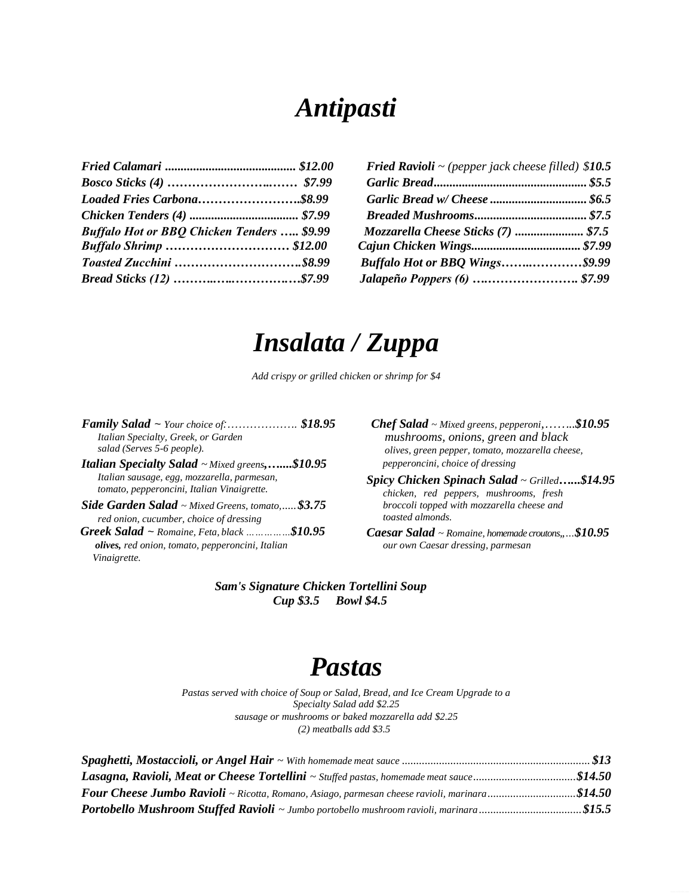# *Antipasti*

***Fried Calamari* .......................................... *$12.00***
***Bosco Sticks (4)* ……………………..…… *$7.99***
***Loaded Fries Carbona*……………………..*$8.99***
***Chicken Tenders (4)* ................................... *$7.99***
***Buffalo Hot or BBQ Chicken Tenders* ….. *$9.99***
***Buffalo Shrimp* ………………………… *$12.00***
***Toasted Zucchini* …………………………..*$8.99***
***Bread Sticks (12)* ………..…..…………….*$7.99***

***Fried Ravioli*** ~ *(pepper jack cheese filled)* ***$10.5***
***Garlic Bread*................................................. *$5.5***
***Garlic Bread w/ Cheese* ............................... *$6.5***
***Breaded Mushrooms*.................................... *$7.5***
***Mozzarella Cheese Sticks (7)* ...................... *$7.5***
***Cajun Chicken Wings*................................... *$7.99***
***Buffalo Hot or BBQ Wings*……..…………*$9.99***
***Jalapeño Poppers (6)* ….……………………. *$7.99***

# *Insalata / Zuppa*

*Add crispy or grilled chicken or shrimp for $4*

***Family Salad*** ~ *Your choice of:*………………. ***$18.95***
*Italian Specialty, Greek, or Garden salad (Serves 5-6 people).*

***Italian Specialty Salad*** ~ *Mixed greens,*…....***$10.95***
*Italian sausage, egg, mozzarella, parmesan, tomato, pepperoncini, Italian Vinaigrette.*

***Side Garden Salad*** ~ *Mixed Greens, tomato,*......***$3.75***
*red onion, cucumber, choice of dressing*

***Greek Salad*** ~ *Romaine, Feta, black* …………….***$10.95***
***olives,*** *red onion, tomato, pepperoncini, Italian Vinaigrette.*

***Chef Salad*** ~ *Mixed greens, pepperoni,*……..***$10.95***
*mushrooms, onions, green and black olives, green pepper, tomato, mozzarella cheese, pepperoncini, choice of dressing*

***Spicy Chicken Spinach Salad*** ~ *Grilled*…...***$14.95***
*chicken, red peppers, mushrooms, fresh broccoli topped with mozzarella cheese and toasted almonds.*

***Caesar Salad*** ~ *Romaine, homemade croutons,,*…***$10.95***
*our own Caesar dressing, parmesan*

***Sam's Signature Chicken Tortellini Soup***
***Cup $3.5 Bowl $4.5***

# *Pastas*

*Pastas served with choice of Soup or Salad, Bread, and Ice Cream Upgrade to a Specialty Salad add $2.25*
*sausage or mushrooms or baked mozzarella add $2.25*
*(2) meatballs add $3.5*

***Spaghetti, Mostaccioli, or Angel Hair*** ~ *With homemade meat sauce* ................................................................. ***$13***
***Lasagna, Ravioli, Meat or Cheese Tortellini*** ~ *Stuffed pastas, homemade meat sauce*.................................... ***$14.50***
***Four Cheese Jumbo Ravioli*** ~ *Ricotta, Romano, Asiago, parmesan cheese ravioli, marinara*.............................. ***$14.50***
***Portobello Mushroom Stuffed Ravioli*** ~ *Jumbo portobello mushroom ravioli, marinara*.................................... ***$15.5***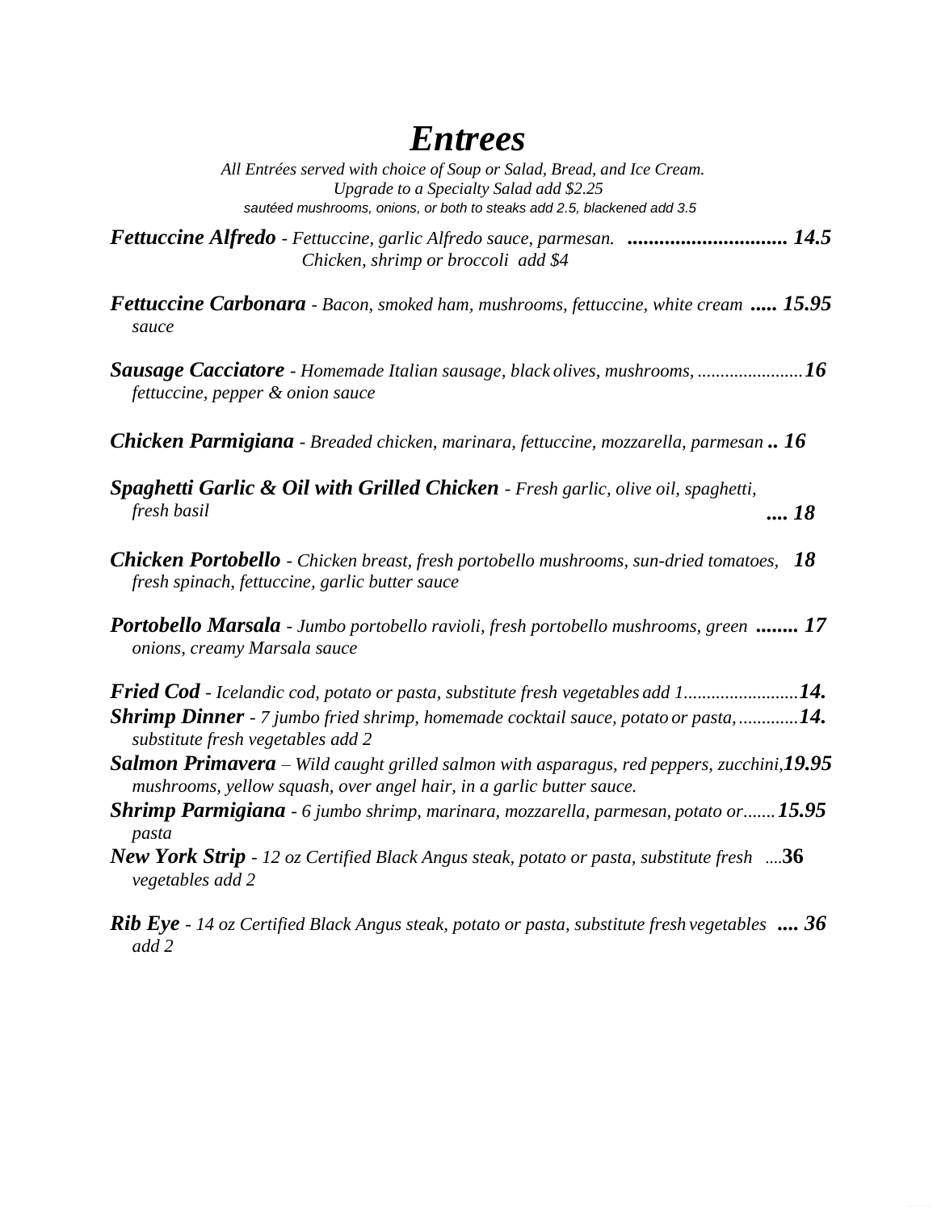# *Entrees*

*All Entrées served with choice of Soup or Salad, Bread, and Ice Cream.*
*Upgrade to a Specialty Salad add $2.25*
*sautéed mushrooms, onions, or both to steaks add 2.5, blackened add 3.5*

***Fettuccine Alfredo*** *- Fettuccine, garlic Alfredo sauce, parmesan.* **.............................. 14.5**
*Chicken, shrimp or broccoli add $4*

***Fettuccine Carbonara*** *- Bacon, smoked ham, mushrooms, fettuccine, white cream sauce* **..... 15.95**

***Sausage Cacciatore*** *- Homemade Italian sausage, black olives, mushrooms, fettuccine, pepper & onion sauce* **.......................16**

***Chicken Parmigiana*** *- Breaded chicken, marinara, fettuccine, mozzarella, parmesan* **.. 16**

***Spaghetti Garlic & Oil with Grilled Chicken*** *- Fresh garlic, olive oil, spaghetti, fresh basil* **.... 18**

***Chicken Portobello*** *- Chicken breast, fresh portobello mushrooms, sun-dried tomatoes, fresh spinach, fettuccine, garlic butter sauce* **18**

***Portobello Marsala*** *- Jumbo portobello ravioli, fresh portobello mushrooms, green onions, creamy Marsala sauce* **........ 17**

***Fried Cod*** *- Icelandic cod, potato or pasta, substitute fresh vegetables add 1*.........................**14.**

***Shrimp Dinner*** *- 7 jumbo fried shrimp, homemade cocktail sauce, potato or pasta, substitute fresh vegetables add 2*.............**14.**

***Salmon Primavera*** *– Wild caught grilled salmon with asparagus, red peppers, zucchini, mushrooms, yellow squash, over angel hair, in a garlic butter sauce.* **19.95**

***Shrimp Parmigiana*** *- 6 jumbo shrimp, marinara, mozzarella, parmesan, potato or pasta*.......**15.95**

***New York Strip*** *- 12 oz Certified Black Angus steak, potato or pasta, substitute fresh vegetables add 2* ....**36**

***Rib Eye*** *- 14 oz Certified Black Angus steak, potato or pasta, substitute fresh vegetables add 2* **.... 36**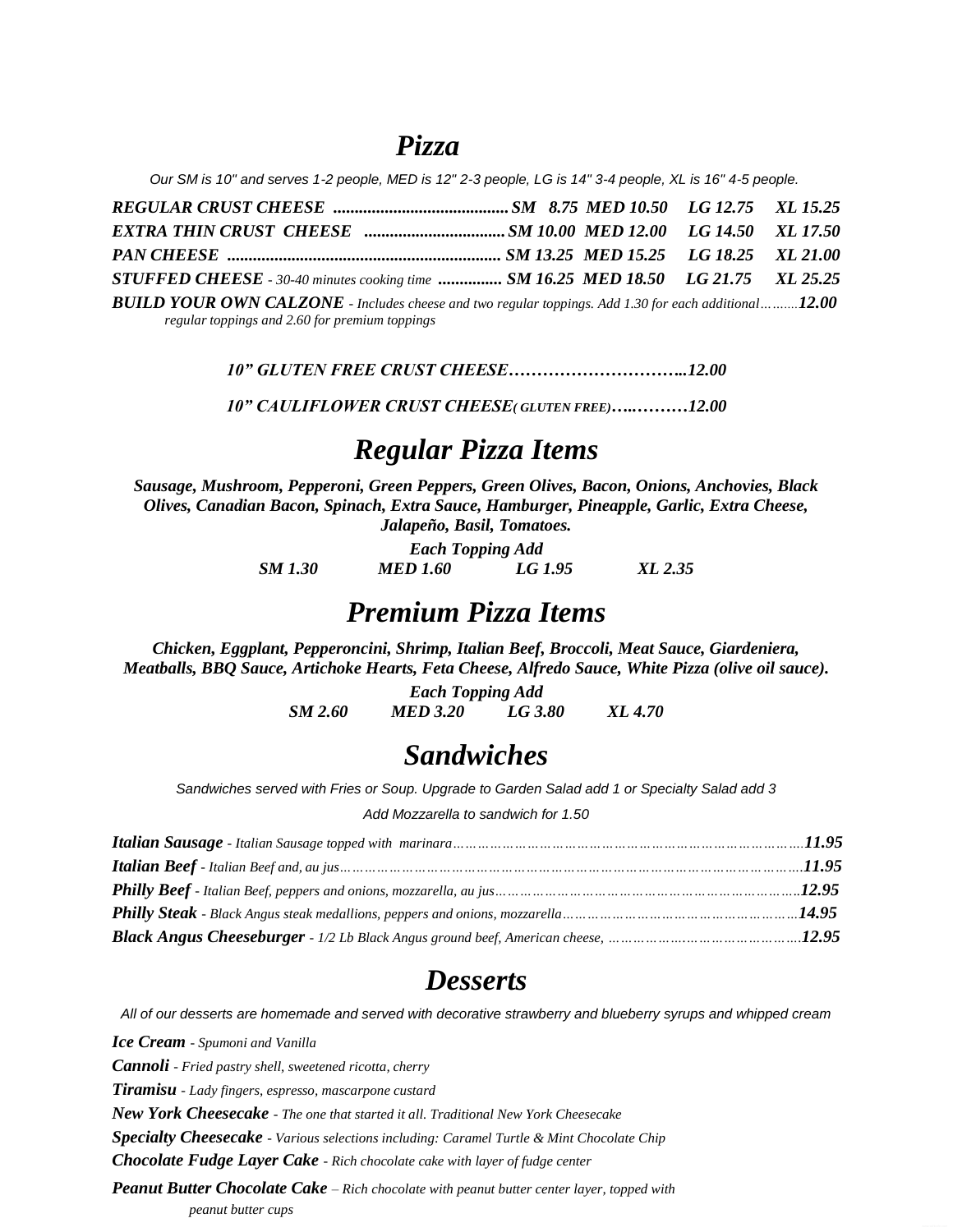# *Pizza*

*Our SM is 10" and serves 1-2 people, MED is 12" 2-3 people, LG is 14" 3-4 people, XL is 16" 4-5 people.*

| | SM | MED | LG | XL |
|---|---|---|---|---|
| ***REGULAR CRUST CHEESE*** | 8.75 | 10.50 | 12.75 | 15.25 |
| ***EXTRA THIN CRUST CHEESE*** | 10.00 | 12.00 | 14.50 | 17.50 |
| ***PAN CHEESE*** | 13.25 | 15.25 | 18.25 | 21.00 |
| ***STUFFED CHEESE*** *- 30-40 minutes cooking time* | 16.25 | 18.50 | 21.75 | 25.25 |

***BUILD YOUR OWN CALZONE*** *- Includes cheese and two regular toppings. Add 1.30 for each additional regular toppings and 2.60 for premium toppings*……….***12.00***

***10" GLUTEN FREE CRUST CHEESE………………………...12.00***

***10" CAULIFLOWER CRUST CHEESE( GLUTEN FREE)…..………12.00***

## *Regular Pizza Items*

***Sausage, Mushroom, Pepperoni, Green Peppers, Green Olives, Bacon, Onions, Anchovies, Black Olives, Canadian Bacon, Spinach, Extra Sauce, Hamburger, Pineapple, Garlic, Extra Cheese, Jalapeño, Basil, Tomatoes.***

***Each Topping Add***

***SM 1.30 MED 1.60 LG 1.95 XL 2.35***

## *Premium Pizza Items*

***Chicken, Eggplant, Pepperoncini, Shrimp, Italian Beef, Broccoli, Meat Sauce, Giardeniera, Meatballs, BBQ Sauce, Artichoke Hearts, Feta Cheese, Alfredo Sauce, White Pizza (olive oil sauce).***

***Each Topping Add***

***SM 2.60 MED 3.20 LG 3.80 XL 4.70***

## *Sandwiches*

*Sandwiches served with Fries or Soup. Upgrade to Garden Salad add 1 or Specialty Salad add 3*

*Add Mozzarella to sandwich for 1.50*

***Italian Sausage*** *- Italian Sausage topped with marinara*……………………………………………….***11.95***

***Italian Beef*** *- Italian Beef and, au jus*……………………………………………………….***11.95***

***Philly Beef*** *- Italian Beef, peppers and onions, mozzarella, au jus*……………………………….***12.95***

***Philly Steak*** *- Black Angus steak medallions, peppers and onions, mozzarella*………………………….***14.95***

***Black Angus Cheeseburger*** *- 1/2 Lb Black Angus ground beef, American cheese,* …………………….***12.95***

## *Desserts*

*All of our desserts are homemade and served with decorative strawberry and blueberry syrups and whipped cream*

***Ice Cream*** *- Spumoni and Vanilla*

***Cannoli*** *- Fried pastry shell, sweetened ricotta, cherry*

***Tiramisu*** *- Lady fingers, espresso, mascarpone custard*

***New York Cheesecake*** *- The one that started it all. Traditional New York Cheesecake*

***Specialty Cheesecake*** *- Various selections including: Caramel Turtle & Mint Chocolate Chip*

***Chocolate Fudge Layer Cake*** *- Rich chocolate cake with layer of fudge center*

***Peanut Butter Chocolate Cake*** *– Rich chocolate with peanut butter center layer, topped with peanut butter cups*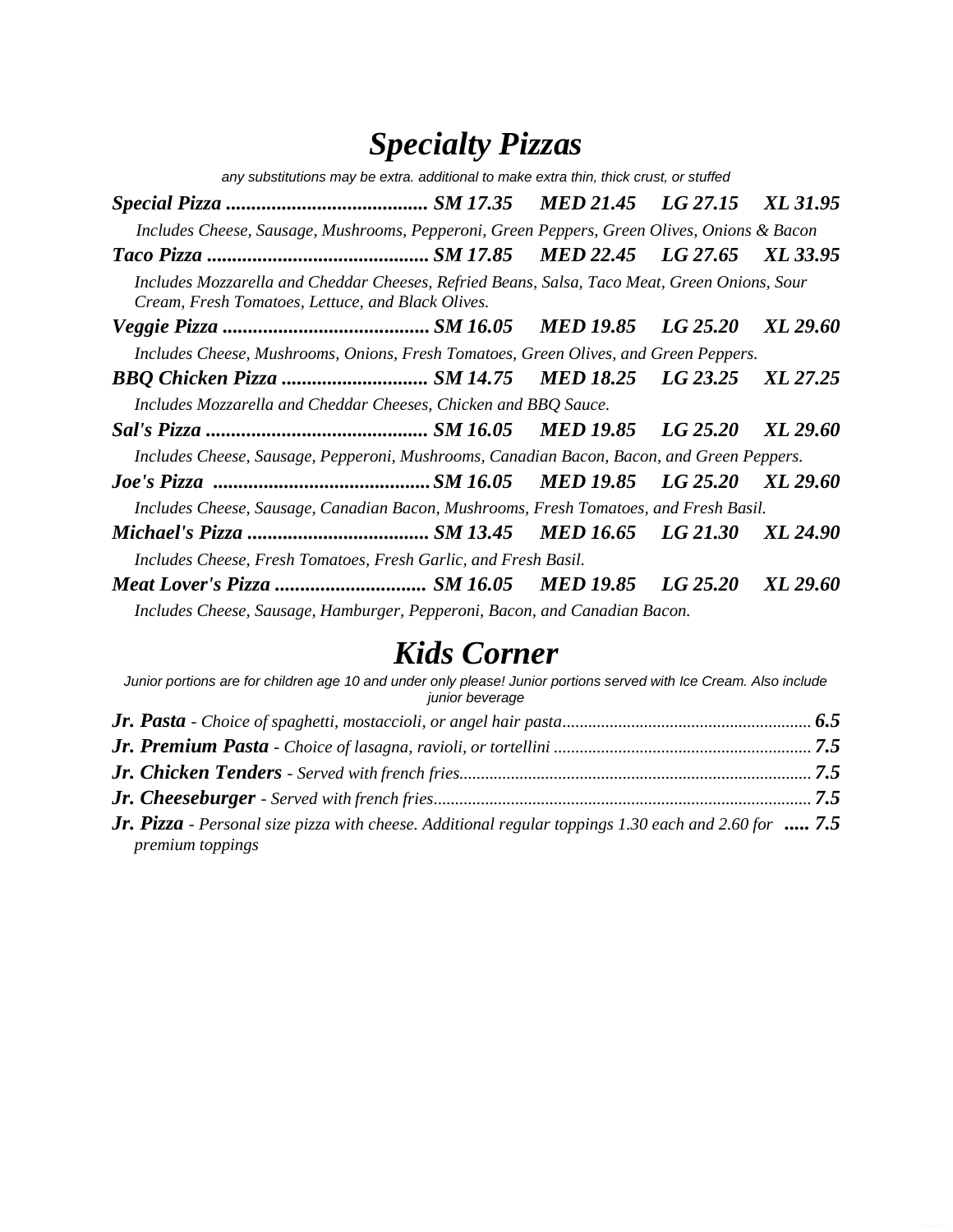# *Specialty Pizzas*

*any substitutions may be extra. additional to make extra thin, thick crust, or stuffed*

***Special Pizza** ........................................ **SM 17.35 MED 21.45 LG 27.15 XL 31.95***

*Includes Cheese, Sausage, Mushrooms, Pepperoni, Green Peppers, Green Olives, Onions & Bacon*

***Taco Pizza** ............................................ **SM 17.85 MED 22.45 LG 27.65 XL 33.95***

*Includes Mozzarella and Cheddar Cheeses, Refried Beans, Salsa, Taco Meat, Green Onions, Sour Cream, Fresh Tomatoes, Lettuce, and Black Olives.*

***Veggie Pizza** ......................................... **SM 16.05 MED 19.85 LG 25.20 XL 29.60***

*Includes Cheese, Mushrooms, Onions, Fresh Tomatoes, Green Olives, and Green Peppers.*

***BBQ Chicken Pizza** ............................. **SM 14.75 MED 18.25 LG 23.25 XL 27.25***

*Includes Mozzarella and Cheddar Cheeses, Chicken and BBQ Sauce.*

***Sal's Pizza** ............................................ **SM 16.05 MED 19.85 LG 25.20 XL 29.60***

*Includes Cheese, Sausage, Pepperoni, Mushrooms, Canadian Bacon, Bacon, and Green Peppers.*

***Joe's Pizza** ........................................... **SM 16.05 MED 19.85 LG 25.20 XL 29.60***

*Includes Cheese, Sausage, Canadian Bacon, Mushrooms, Fresh Tomatoes, and Fresh Basil.*

***Michael's Pizza** .................................... **SM 13.45 MED 16.65 LG 21.30 XL 24.90***

*Includes Cheese, Fresh Tomatoes, Fresh Garlic, and Fresh Basil.*

***Meat Lover's Pizza** .............................. **SM 16.05 MED 19.85 LG 25.20 XL 29.60***

*Includes Cheese, Sausage, Hamburger, Pepperoni, Bacon, and Canadian Bacon.*

# *Kids Corner*

*Junior portions are for children age 10 and under only please! Junior portions served with Ice Cream. Also include junior beverage*

***Jr. Pasta*** *- Choice of spaghetti, mostaccioli, or angel hair pasta*......................................................... ***6.5***

***Jr. Premium Pasta*** *- Choice of lasagna, ravioli, or tortellini* ........................................................... ***7.5***

***Jr. Chicken Tenders*** *- Served with french fries*................................................................................ ***7.5***

***Jr. Cheeseburger*** *- Served with french fries*....................................................................................... ***7.5***

***Jr. Pizza*** *- Personal size pizza with cheese. Additional regular toppings 1.30 each and 2.60 for premium toppings* ..... ***7.5***